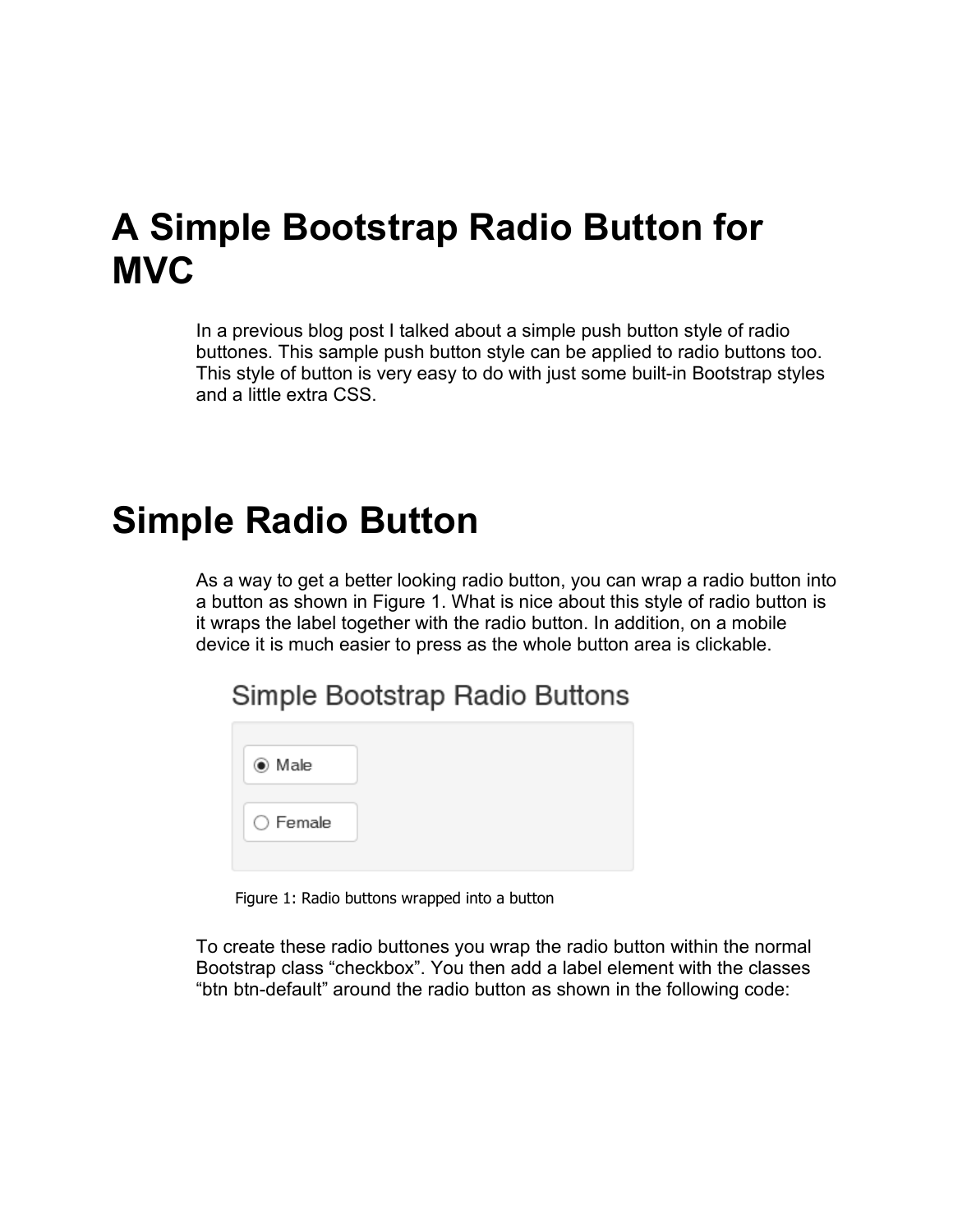# A Simple Bootstrap Radio Button for MVC

In a previous blog post I talked about a simple push button style of radio buttones. This sample push button style can be applied to radio buttons too. This style of button is very easy to do with just some built-in Bootstrap styles and a little extra CSS.

# Simple Radio Button

As a way to get a better looking radio button, you can wrap a radio button into a button as shown in Figure 1. What is nice about this style of radio button is it wraps the label together with the radio button. In addition, on a mobile device it is much easier to press as the whole button area is clickable.

Figure 1: Radio buttons wrapped into a button

To create these radio buttones you wrap the radio button within the normal Bootstrap class "checkbox". You then add a label element with the classes "btn btn-default" around the radio button as shown in the following code: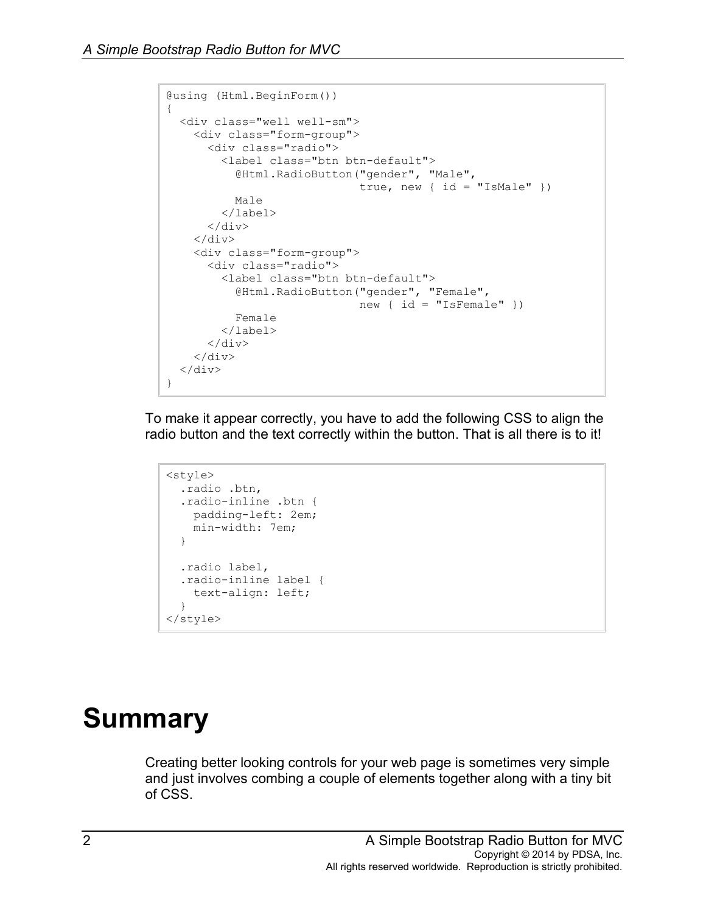```
@using (Html.BeginForm())
{
  <div class="well well-sm">
    <div class="form-group">
      <div class="radio">
        <label class="btn btn-default">
          @Html.RadioButton("gender", "Male",
                            true, new { id = "IsMale" })
          Male
        </label>
      </div>
    </div>
    <div class="form-group">
      <div class="radio">
        <label class="btn btn-default">
          @Html.RadioButton("gender", "Female",
                            new { id = "IsFemale" })
          Female
        </label>
      </div>
    </div>
  </div>
}
```

To make it appear correctly, you have to add the following CSS to align the radio button and the text correctly within the button. That is all there is to it!

```
<style>
  .radio .btn,
  .radio-inline .btn {
    padding-left: 2em;
    min-width: 7em;
  }

  .radio label,
  .radio-inline label {
    text-align: left;
  }
</style>
```

# Summary

Creating better looking controls for your web page is sometimes very simple and just involves combing a couple of elements together along with a tiny bit of CSS.